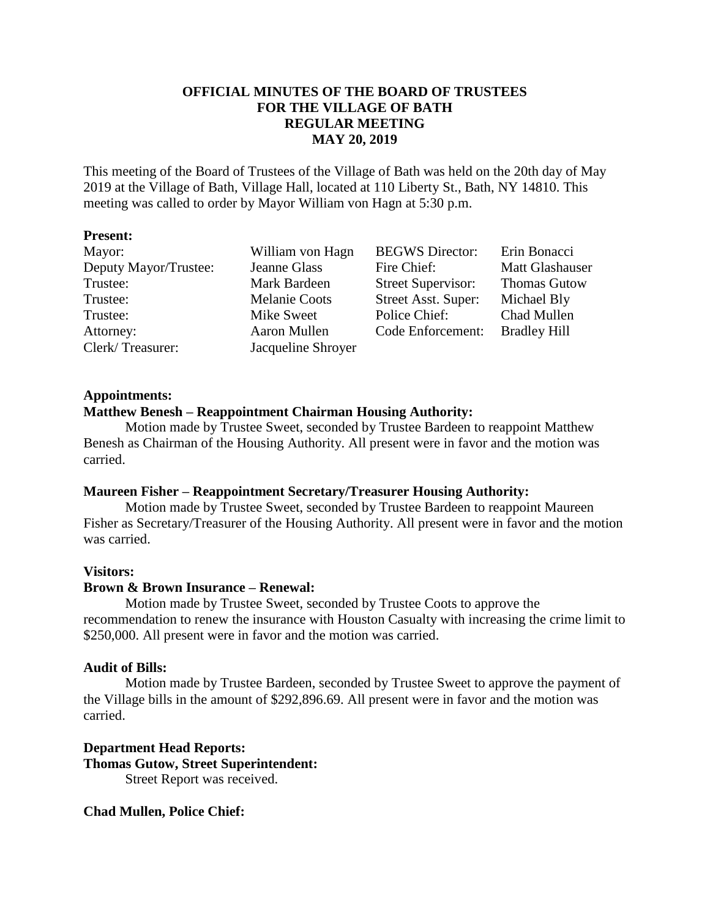**OFFICIAL MINUTES OF THE BOARD OF TRUSTEES**
**FOR THE VILLAGE OF BATH**
**REGULAR MEETING**
**MAY 20, 2019**

This meeting of the Board of Trustees of the Village of Bath was held on the 20th day of May 2019 at the Village of Bath, Village Hall, located at 110 Liberty St., Bath, NY 14810. This meeting was called to order by Mayor William von Hagn at 5:30 p.m.

**Present:**

| | | | |
|---|---|---|---|
| Mayor: | William von Hagn | BEGWS Director: | Erin Bonacci |
| Deputy Mayor/Trustee: | Jeanne Glass | Fire Chief: | Matt Glashauser |
| Trustee: | Mark Bardeen | Street Supervisor: | Thomas Gutow |
| Trustee: | Melanie Coots | Street Asst. Super: | Michael Bly |
| Trustee: | Mike Sweet | Police Chief: | Chad Mullen |
| Attorney: | Aaron Mullen | Code Enforcement: | Bradley Hill |
| Clerk/ Treasurer: | Jacqueline Shroyer | | |

**Appointments:**

**Matthew Benesh – Reappointment Chairman Housing Authority:**

Motion made by Trustee Sweet, seconded by Trustee Bardeen to reappoint Matthew Benesh as Chairman of the Housing Authority. All present were in favor and the motion was carried.

**Maureen Fisher – Reappointment Secretary/Treasurer Housing Authority:**

Motion made by Trustee Sweet, seconded by Trustee Bardeen to reappoint Maureen Fisher as Secretary/Treasurer of the Housing Authority. All present were in favor and the motion was carried.

**Visitors:**

**Brown & Brown Insurance – Renewal:**

Motion made by Trustee Sweet, seconded by Trustee Coots to approve the recommendation to renew the insurance with Houston Casualty with increasing the crime limit to $250,000. All present were in favor and the motion was carried.

**Audit of Bills:**

Motion made by Trustee Bardeen, seconded by Trustee Sweet to approve the payment of the Village bills in the amount of $292,896.69. All present were in favor and the motion was carried.

**Department Head Reports:**

**Thomas Gutow, Street Superintendent:**

Street Report was received.

**Chad Mullen, Police Chief:**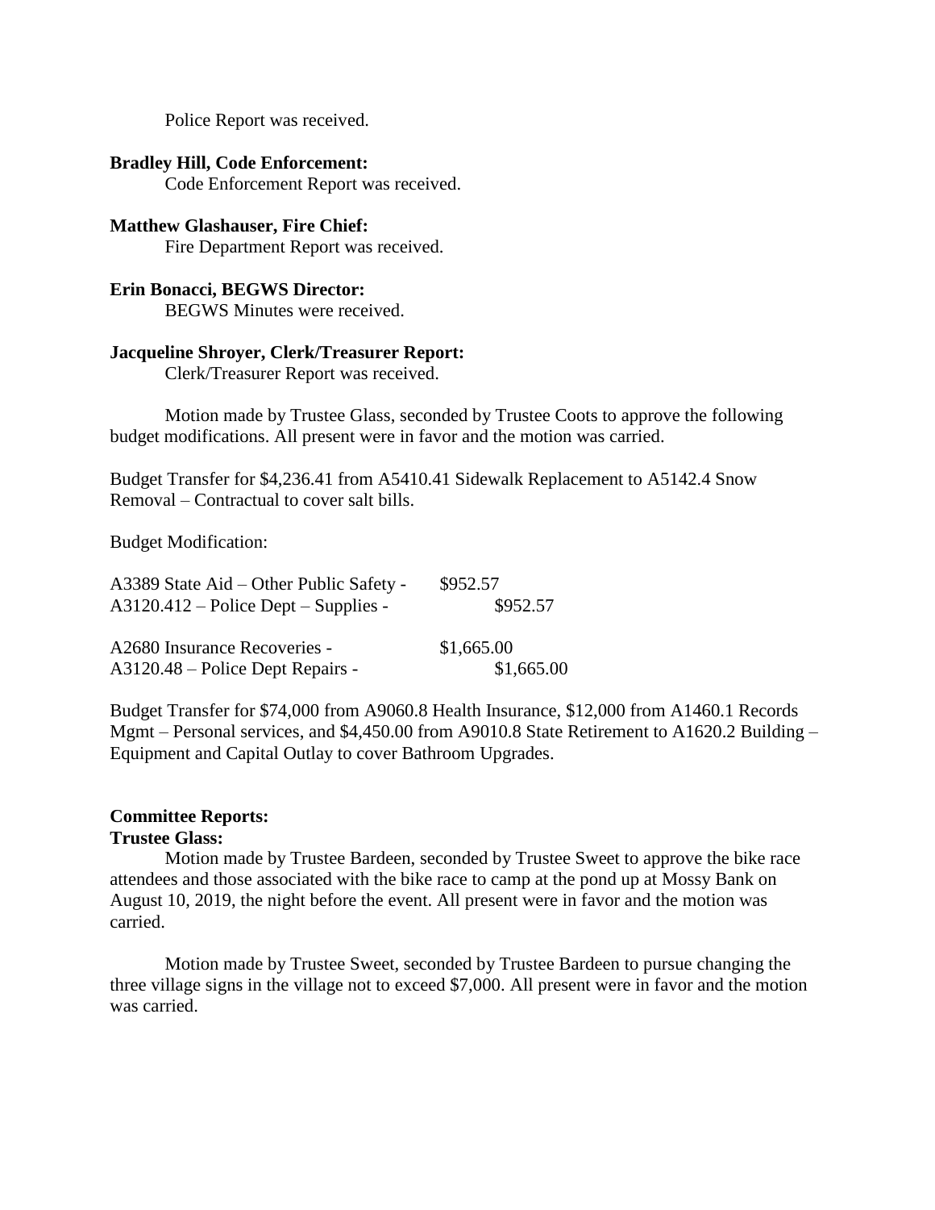Police Report was received.

**Bradley Hill, Code Enforcement:**

Code Enforcement Report was received.

**Matthew Glashauser, Fire Chief:**

Fire Department Report was received.

**Erin Bonacci, BEGWS Director:**

BEGWS Minutes were received.

**Jacqueline Shroyer, Clerk/Treasurer Report:**

Clerk/Treasurer Report was received.

Motion made by Trustee Glass, seconded by Trustee Coots to approve the following budget modifications. All present were in favor and the motion was carried.

Budget Transfer for $4,236.41 from A5410.41 Sidewalk Replacement to A5142.4 Snow Removal – Contractual to cover salt bills.

Budget Modification:

| | | |
|---|---|---|
| A3389 State Aid – Other Public Safety - | $952.57 | |
| A3120.412 – Police Dept – Supplies - | | $952.57 |
| | | |
| A2680 Insurance Recoveries - | $1,665.00 | |
| A3120.48 – Police Dept Repairs - | | $1,665.00 |

Budget Transfer for $74,000 from A9060.8 Health Insurance, $12,000 from A1460.1 Records Mgmt – Personal services, and $4,450.00 from A9010.8 State Retirement to A1620.2 Building – Equipment and Capital Outlay to cover Bathroom Upgrades.

**Committee Reports:**

**Trustee Glass:**

Motion made by Trustee Bardeen, seconded by Trustee Sweet to approve the bike race attendees and those associated with the bike race to camp at the pond up at Mossy Bank on August 10, 2019, the night before the event. All present were in favor and the motion was carried.

Motion made by Trustee Sweet, seconded by Trustee Bardeen to pursue changing the three village signs in the village not to exceed $7,000. All present were in favor and the motion was carried.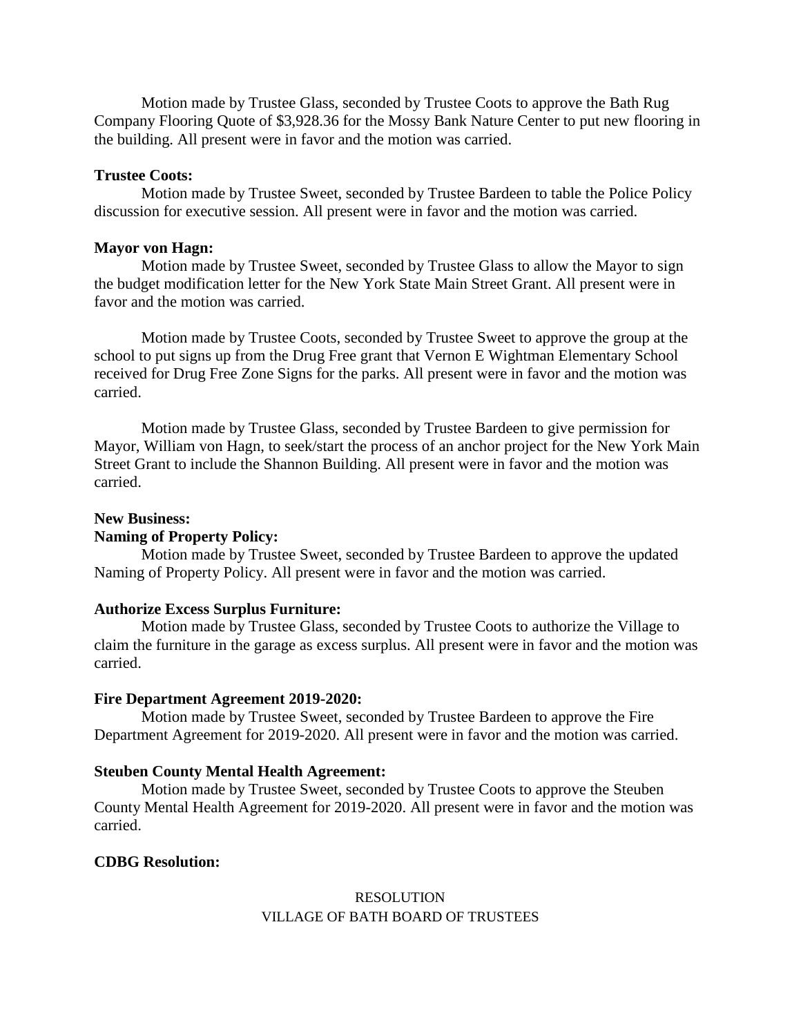Motion made by Trustee Glass, seconded by Trustee Coots to approve the Bath Rug Company Flooring Quote of $3,928.36 for the Mossy Bank Nature Center to put new flooring in the building. All present were in favor and the motion was carried.

**Trustee Coots:**

Motion made by Trustee Sweet, seconded by Trustee Bardeen to table the Police Policy discussion for executive session. All present were in favor and the motion was carried.

**Mayor von Hagn:**

Motion made by Trustee Sweet, seconded by Trustee Glass to allow the Mayor to sign the budget modification letter for the New York State Main Street Grant. All present were in favor and the motion was carried.

Motion made by Trustee Coots, seconded by Trustee Sweet to approve the group at the school to put signs up from the Drug Free grant that Vernon E Wightman Elementary School received for Drug Free Zone Signs for the parks. All present were in favor and the motion was carried.

Motion made by Trustee Glass, seconded by Trustee Bardeen to give permission for Mayor, William von Hagn, to seek/start the process of an anchor project for the New York Main Street Grant to include the Shannon Building. All present were in favor and the motion was carried.

**New Business:**

**Naming of Property Policy:**

Motion made by Trustee Sweet, seconded by Trustee Bardeen to approve the updated Naming of Property Policy. All present were in favor and the motion was carried.

**Authorize Excess Surplus Furniture:**

Motion made by Trustee Glass, seconded by Trustee Coots to authorize the Village to claim the furniture in the garage as excess surplus. All present were in favor and the motion was carried.

**Fire Department Agreement 2019-2020:**

Motion made by Trustee Sweet, seconded by Trustee Bardeen to approve the Fire Department Agreement for 2019-2020. All present were in favor and the motion was carried.

**Steuben County Mental Health Agreement:**

Motion made by Trustee Sweet, seconded by Trustee Coots to approve the Steuben County Mental Health Agreement for 2019-2020. All present were in favor and the motion was carried.

**CDBG Resolution:**

RESOLUTION
VILLAGE OF BATH BOARD OF TRUSTEES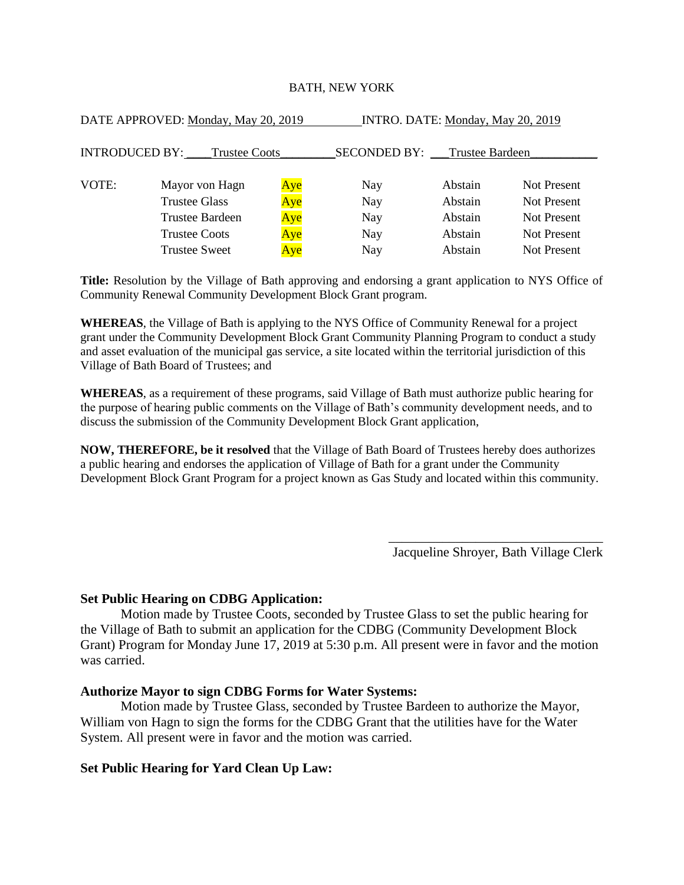BATH, NEW YORK

DATE APPROVED: Monday, May 20, 2019 INTRO. DATE: Monday, May 20, 2019

INTRODUCED BY: Trustee Coots SECONDED BY: Trustee Bardeen

| VOTE: | | | | | |
|---|---|---|---|---|---|
| | Mayor von Hagn | Aye | Nay | Abstain | Not Present |
| | Trustee Glass | Aye | Nay | Abstain | Not Present |
| | Trustee Bardeen | Aye | Nay | Abstain | Not Present |
| | Trustee Coots | Aye | Nay | Abstain | Not Present |
| | Trustee Sweet | Aye | Nay | Abstain | Not Present |

**Title:** Resolution by the Village of Bath approving and endorsing a grant application to NYS Office of Community Renewal Community Development Block Grant program.

**WHEREAS**, the Village of Bath is applying to the NYS Office of Community Renewal for a project grant under the Community Development Block Grant Community Planning Program to conduct a study and asset evaluation of the municipal gas service, a site located within the territorial jurisdiction of this Village of Bath Board of Trustees; and

**WHEREAS**, as a requirement of these programs, said Village of Bath must authorize public hearing for the purpose of hearing public comments on the Village of Bath's community development needs, and to discuss the submission of the Community Development Block Grant application,

**NOW, THEREFORE, be it resolved** that the Village of Bath Board of Trustees hereby does authorizes a public hearing and endorses the application of Village of Bath for a grant under the Community Development Block Grant Program for a project known as Gas Study and located within this community.

\_\_\_\_\_\_\_\_\_\_\_\_\_\_\_\_\_\_\_\_\_\_\_\_\_\_\_\_\_\_\_\_
Jacqueline Shroyer, Bath Village Clerk

**Set Public Hearing on CDBG Application:**

Motion made by Trustee Coots, seconded by Trustee Glass to set the public hearing for the Village of Bath to submit an application for the CDBG (Community Development Block Grant) Program for Monday June 17, 2019 at 5:30 p.m. All present were in favor and the motion was carried.

**Authorize Mayor to sign CDBG Forms for Water Systems:**

Motion made by Trustee Glass, seconded by Trustee Bardeen to authorize the Mayor, William von Hagn to sign the forms for the CDBG Grant that the utilities have for the Water System. All present were in favor and the motion was carried.

**Set Public Hearing for Yard Clean Up Law:**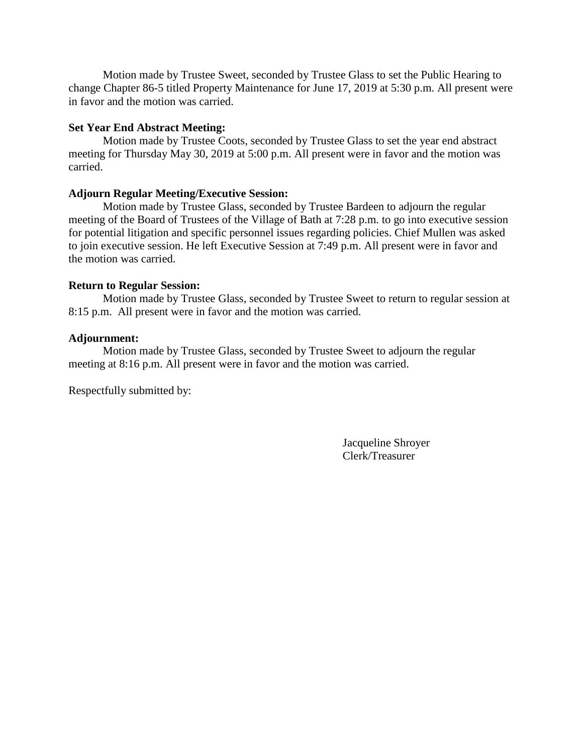Motion made by Trustee Sweet, seconded by Trustee Glass to set the Public Hearing to change Chapter 86-5 titled Property Maintenance for June 17, 2019 at 5:30 p.m. All present were in favor and the motion was carried.

**Set Year End Abstract Meeting:**

Motion made by Trustee Coots, seconded by Trustee Glass to set the year end abstract meeting for Thursday May 30, 2019 at 5:00 p.m. All present were in favor and the motion was carried.

**Adjourn Regular Meeting/Executive Session:**

Motion made by Trustee Glass, seconded by Trustee Bardeen to adjourn the regular meeting of the Board of Trustees of the Village of Bath at 7:28 p.m. to go into executive session for potential litigation and specific personnel issues regarding policies. Chief Mullen was asked to join executive session. He left Executive Session at 7:49 p.m. All present were in favor and the motion was carried.

**Return to Regular Session:**

Motion made by Trustee Glass, seconded by Trustee Sweet to return to regular session at 8:15 p.m. All present were in favor and the motion was carried.

**Adjournment:**

Motion made by Trustee Glass, seconded by Trustee Sweet to adjourn the regular meeting at 8:16 p.m. All present were in favor and the motion was carried.

Respectfully submitted by:

Jacqueline Shroyer
Clerk/Treasurer